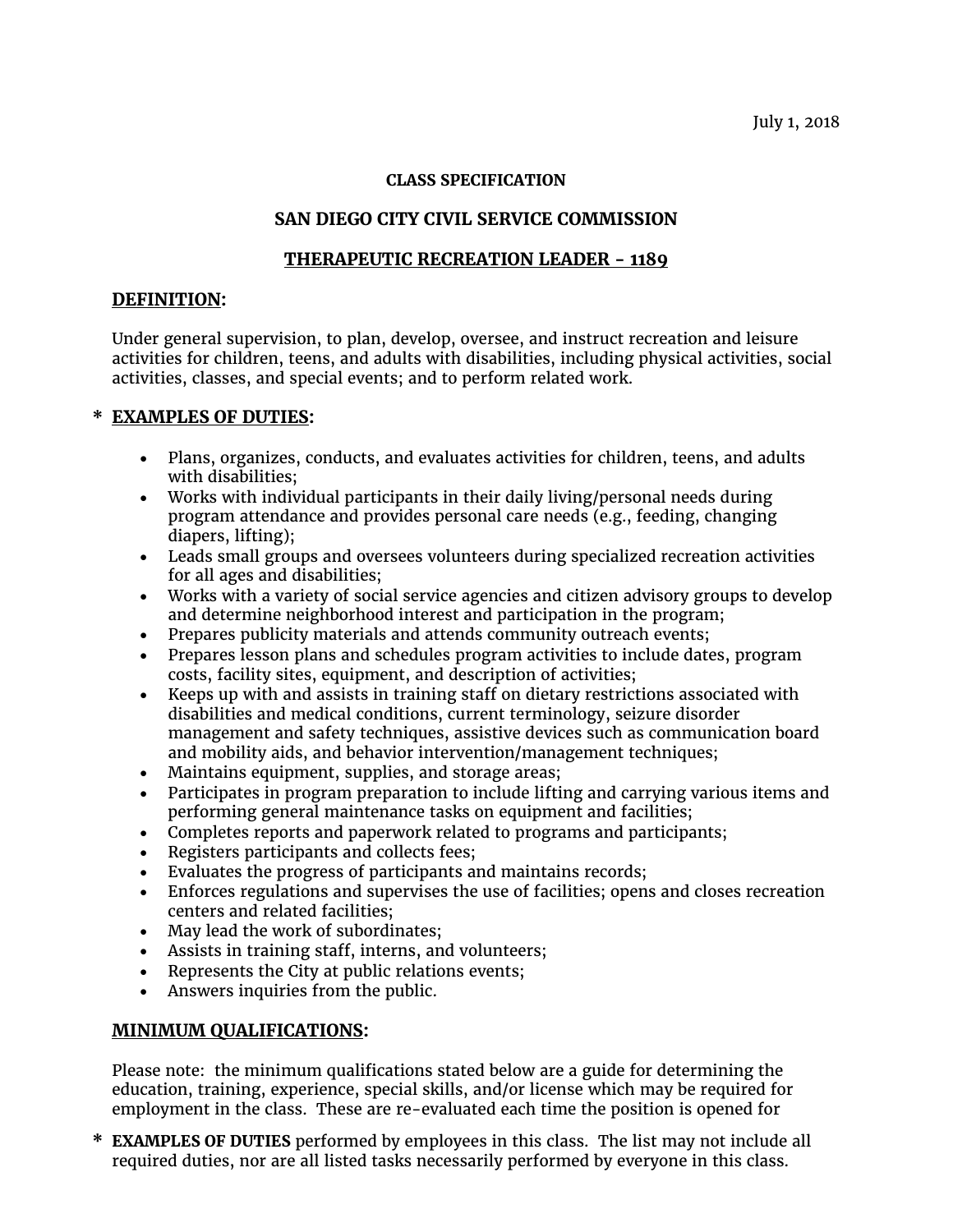July 1, 2018

**CLASS SPECIFICATION**

**SAN DIEGO CITY CIVIL SERVICE COMMISSION**

**THERAPEUTIC RECREATION LEADER - 1189**

## DEFINITION:

Under general supervision, to plan, develop, oversee, and instruct recreation and leisure activities for children, teens, and adults with disabilities, including physical activities, social activities, classes, and special events; and to perform related work.

## * EXAMPLES OF DUTIES:

- Plans, organizes, conducts, and evaluates activities for children, teens, and adults with disabilities;
- Works with individual participants in their daily living/personal needs during program attendance and provides personal care needs (e.g., feeding, changing diapers, lifting);
- Leads small groups and oversees volunteers during specialized recreation activities for all ages and disabilities;
- Works with a variety of social service agencies and citizen advisory groups to develop and determine neighborhood interest and participation in the program;
- Prepares publicity materials and attends community outreach events;
- Prepares lesson plans and schedules program activities to include dates, program costs, facility sites, equipment, and description of activities;
- Keeps up with and assists in training staff on dietary restrictions associated with disabilities and medical conditions, current terminology, seizure disorder management and safety techniques, assistive devices such as communication board and mobility aids, and behavior intervention/management techniques;
- Maintains equipment, supplies, and storage areas;
- Participates in program preparation to include lifting and carrying various items and performing general maintenance tasks on equipment and facilities;
- Completes reports and paperwork related to programs and participants;
- Registers participants and collects fees;
- Evaluates the progress of participants and maintains records;
- Enforces regulations and supervises the use of facilities; opens and closes recreation centers and related facilities;
- May lead the work of subordinates;
- Assists in training staff, interns, and volunteers;
- Represents the City at public relations events;
- Answers inquiries from the public.

## MINIMUM QUALIFICATIONS:

Please note: the minimum qualifications stated below are a guide for determining the education, training, experience, special skills, and/or license which may be required for employment in the class. These are re-evaluated each time the position is opened for

\* **EXAMPLES OF DUTIES** performed by employees in this class. The list may not include all required duties, nor are all listed tasks necessarily performed by everyone in this class.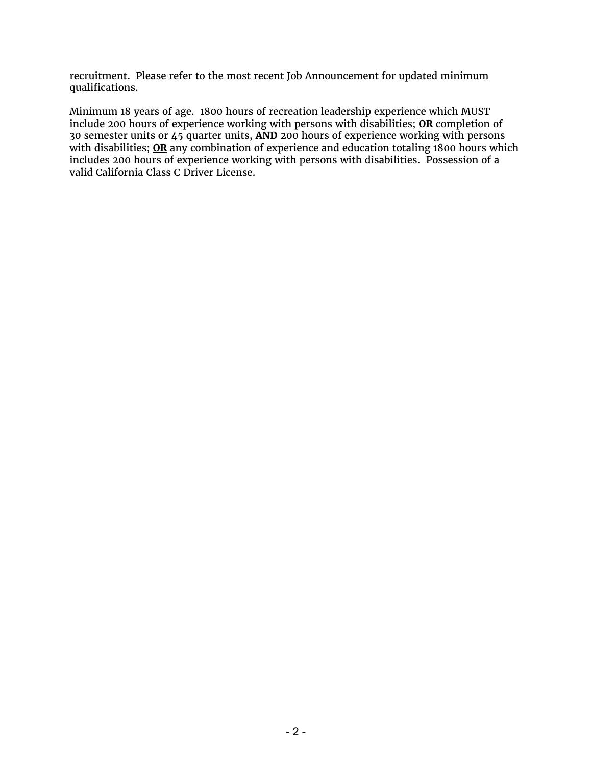recruitment. Please refer to the most recent Job Announcement for updated minimum qualifications.

Minimum 18 years of age. 1800 hours of recreation leadership experience which MUST include 200 hours of experience working with persons with disabilities; **OR** completion of 30 semester units or 45 quarter units, **AND** 200 hours of experience working with persons with disabilities; **OR** any combination of experience and education totaling 1800 hours which includes 200 hours of experience working with persons with disabilities. Possession of a valid California Class C Driver License.